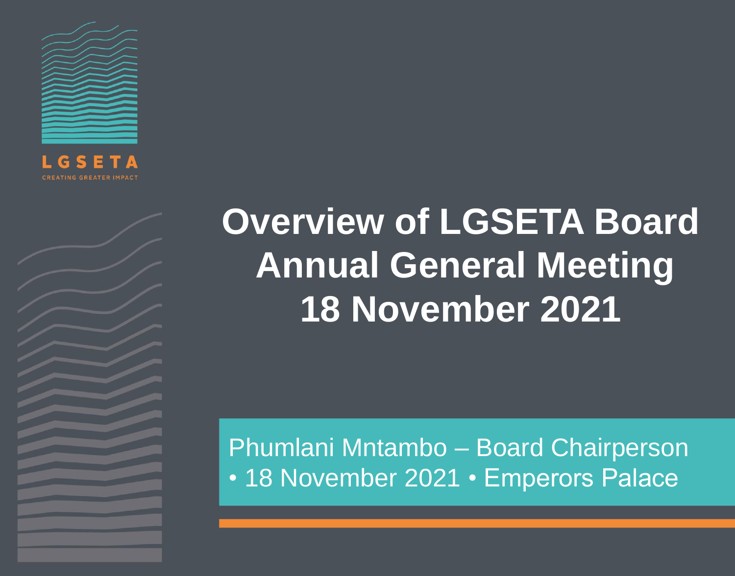LGSETA

CREATING GREATER IMPACT

# Overview of LGSETA Board Annual General Meeting 18 November 2021

Phumlani Mntambo – Board Chairperson
• 18 November 2021 • Emperors Palace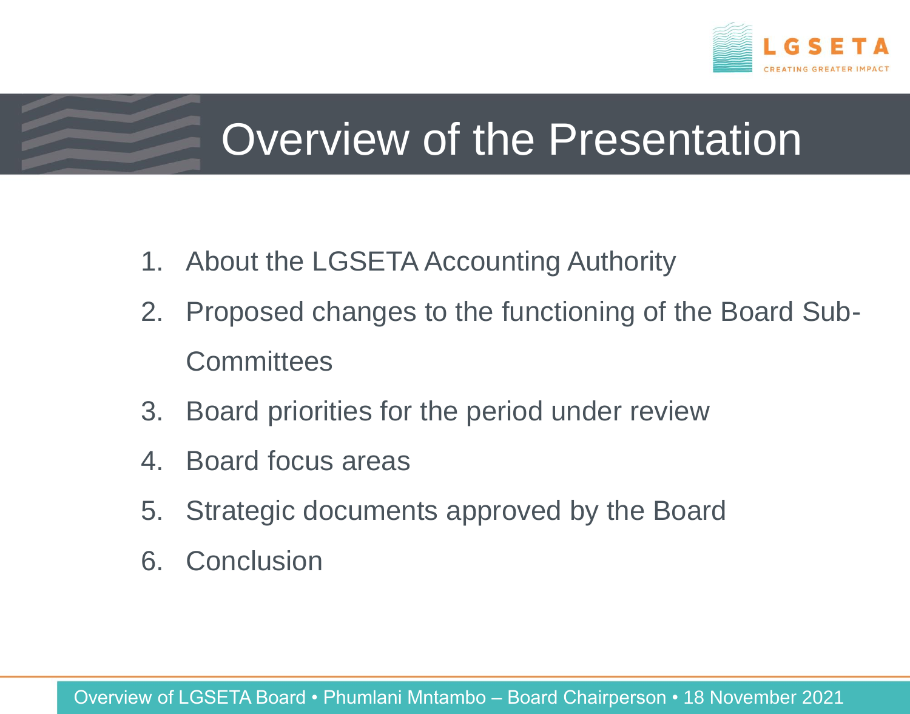# Overview of the Presentation

1. About the LGSETA Accounting Authority
2. Proposed changes to the functioning of the Board Sub-Committees
3. Board priorities for the period under review
4. Board focus areas
5. Strategic documents approved by the Board
6. Conclusion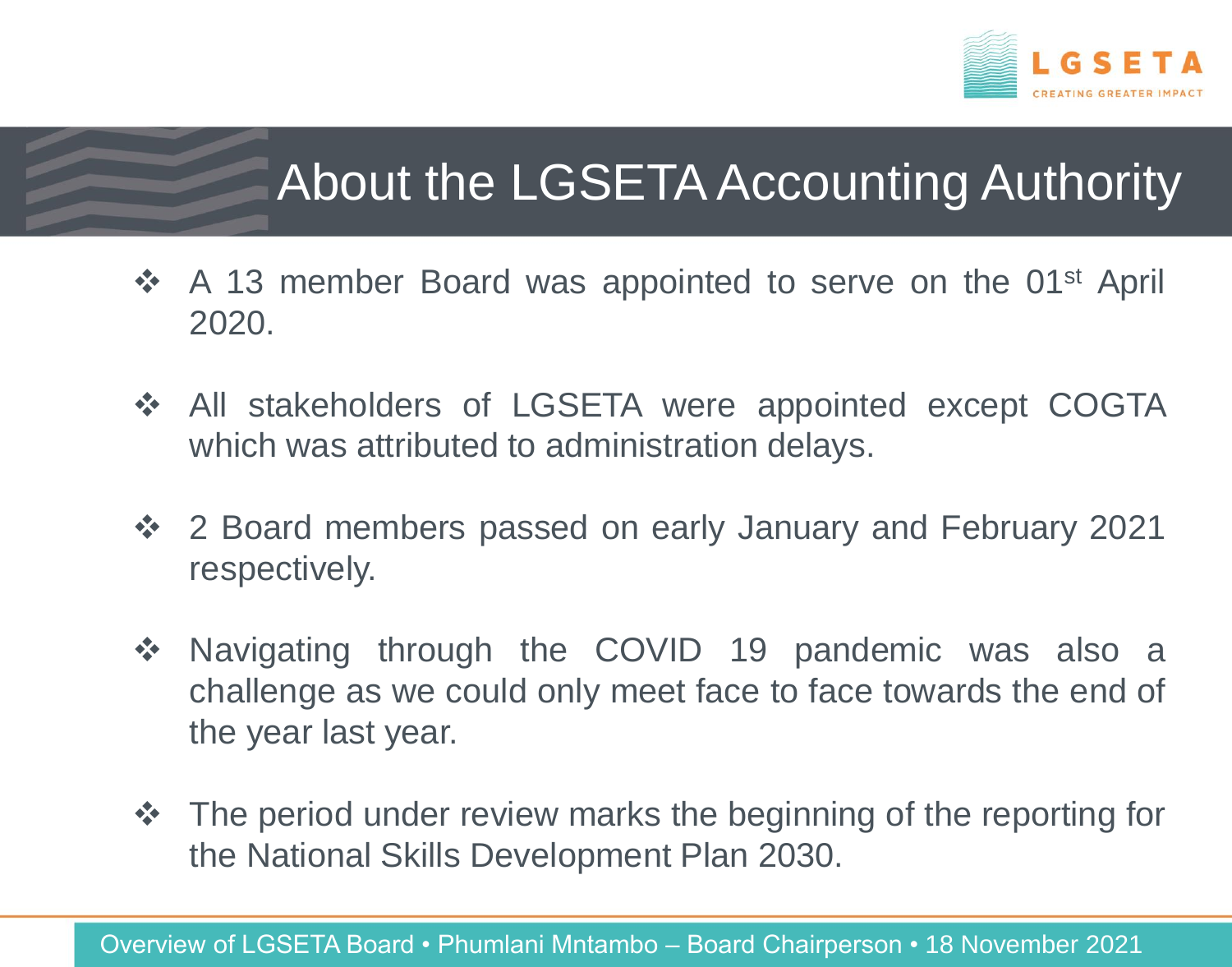# About the LGSETA Accounting Authority

- A 13 member Board was appointed to serve on the 01st April 2020.
- All stakeholders of LGSETA were appointed except COGTA which was attributed to administration delays.
- 2 Board members passed on early January and February 2021 respectively.
- Navigating through the COVID 19 pandemic was also a challenge as we could only meet face to face towards the end of the year last year.
- The period under review marks the beginning of the reporting for the National Skills Development Plan 2030.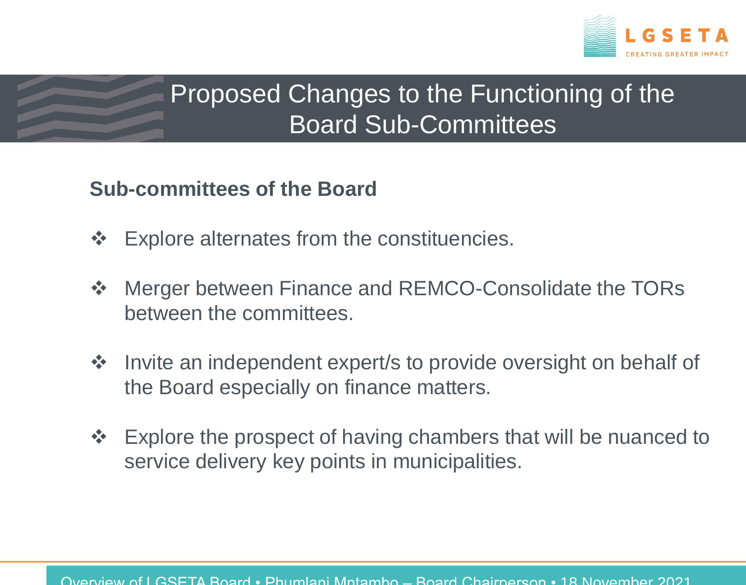# Proposed Changes to the Functioning of the Board Sub-Committees

**Sub-committees of the Board**

- Explore alternates from the constituencies.
- Merger between Finance and REMCO-Consolidate the TORs between the committees.
- Invite an independent expert/s to provide oversight on behalf of the Board especially on finance matters.
- Explore the prospect of having chambers that will be nuanced to service delivery key points in municipalities.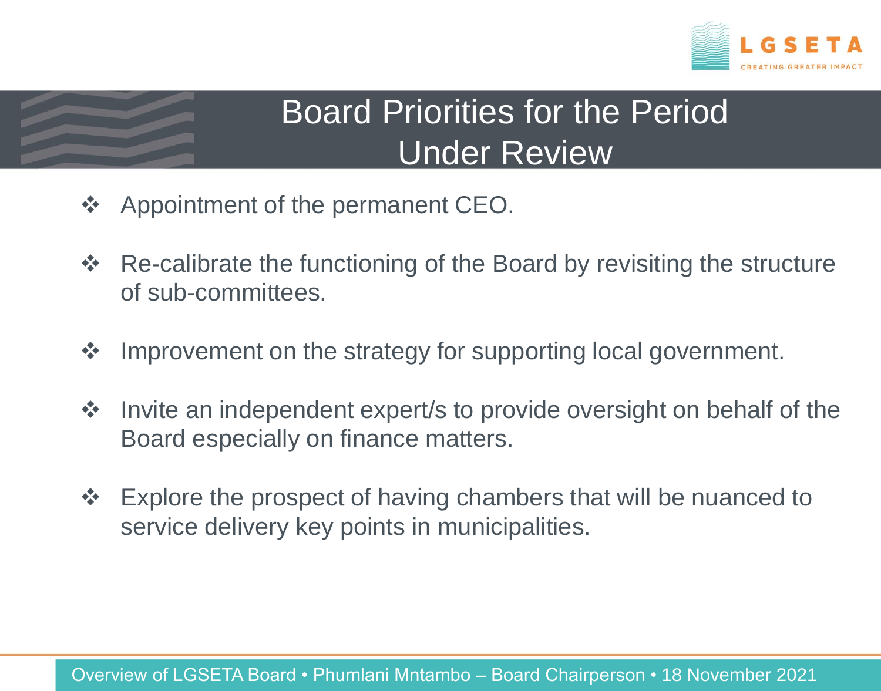# Board Priorities for the Period Under Review

- Appointment of the permanent CEO.
- Re-calibrate the functioning of the Board by revisiting the structure of sub-committees.
- Improvement on the strategy for supporting local government.
- Invite an independent expert/s to provide oversight on behalf of the Board especially on finance matters.
- Explore the prospect of having chambers that will be nuanced to service delivery key points in municipalities.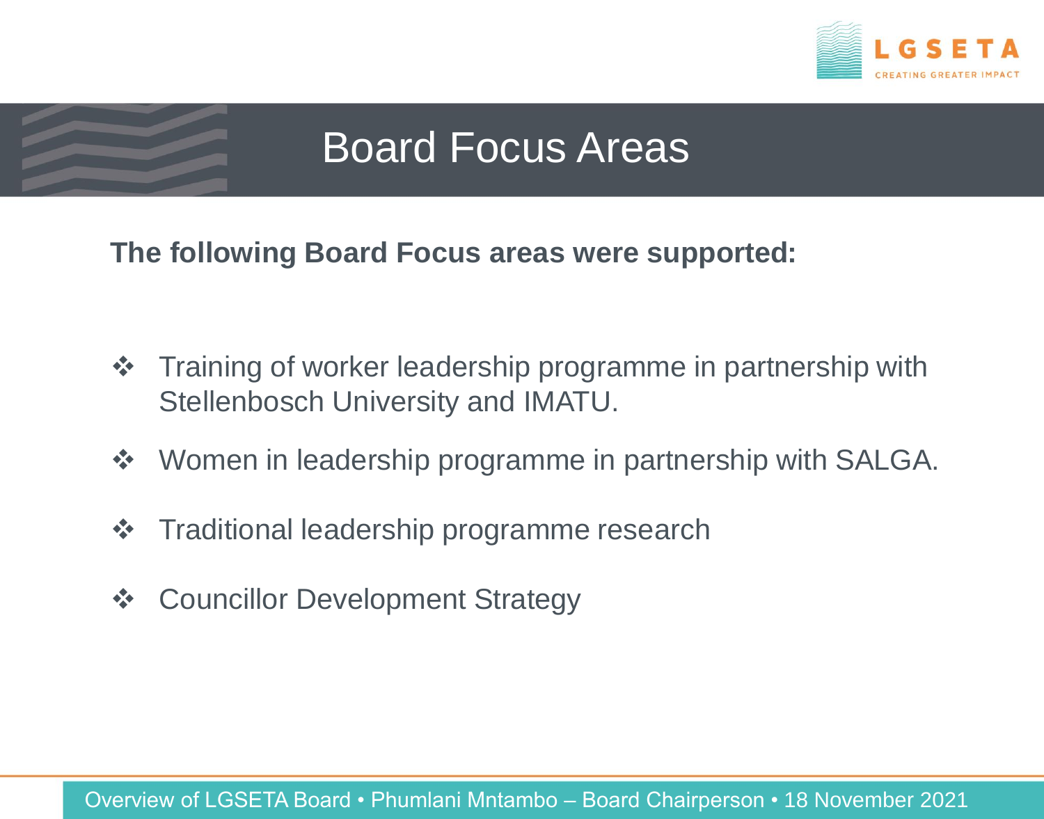# Board Focus Areas

**The following Board Focus areas were supported:**

- Training of worker leadership programme in partnership with Stellenbosch University and IMATU.
- Women in leadership programme in partnership with SALGA.
- Traditional leadership programme research
- Councillor Development Strategy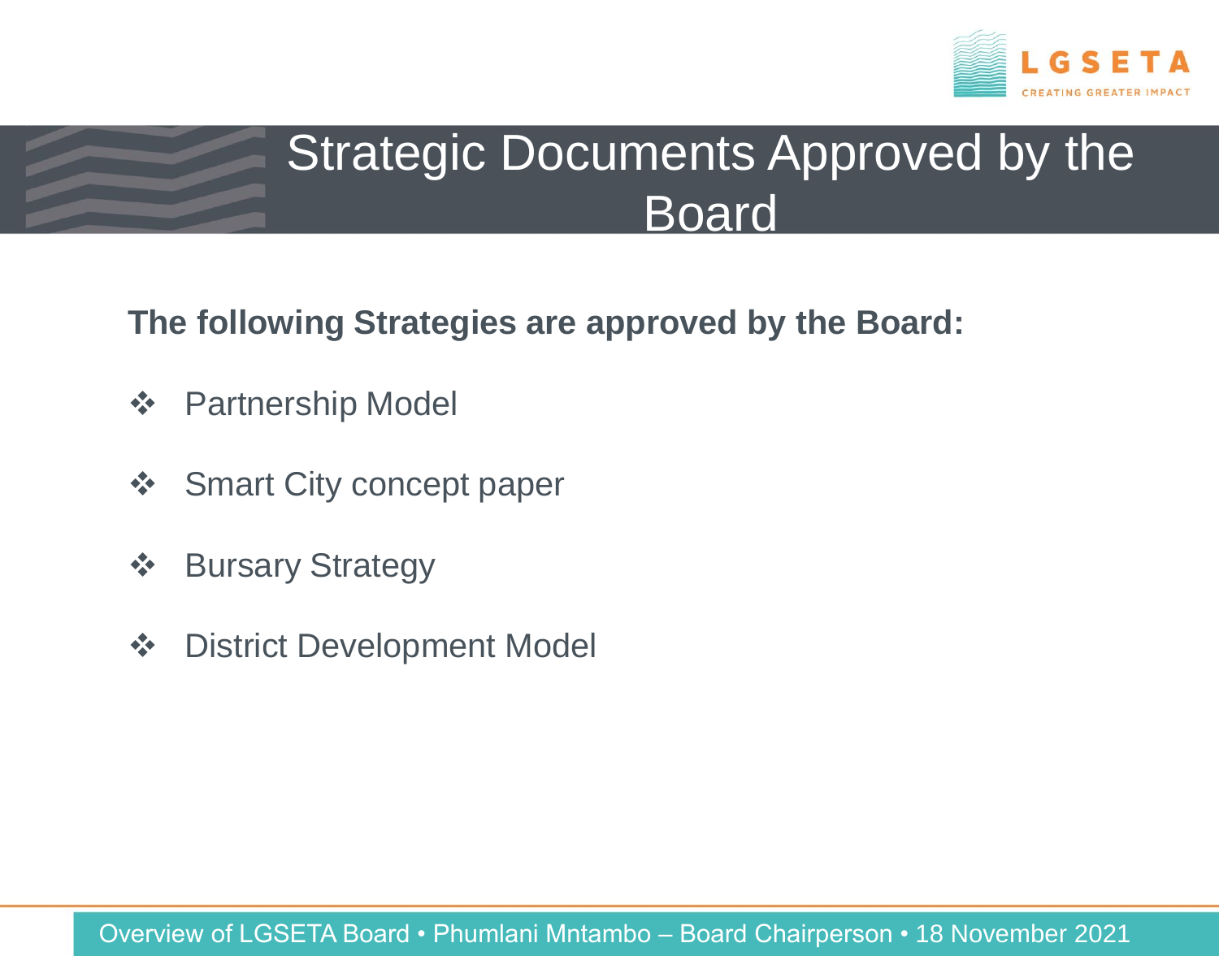# Strategic Documents Approved by the Board

**The following Strategies are approved by the Board:**

- Partnership Model
- Smart City concept paper
- Bursary Strategy
- District Development Model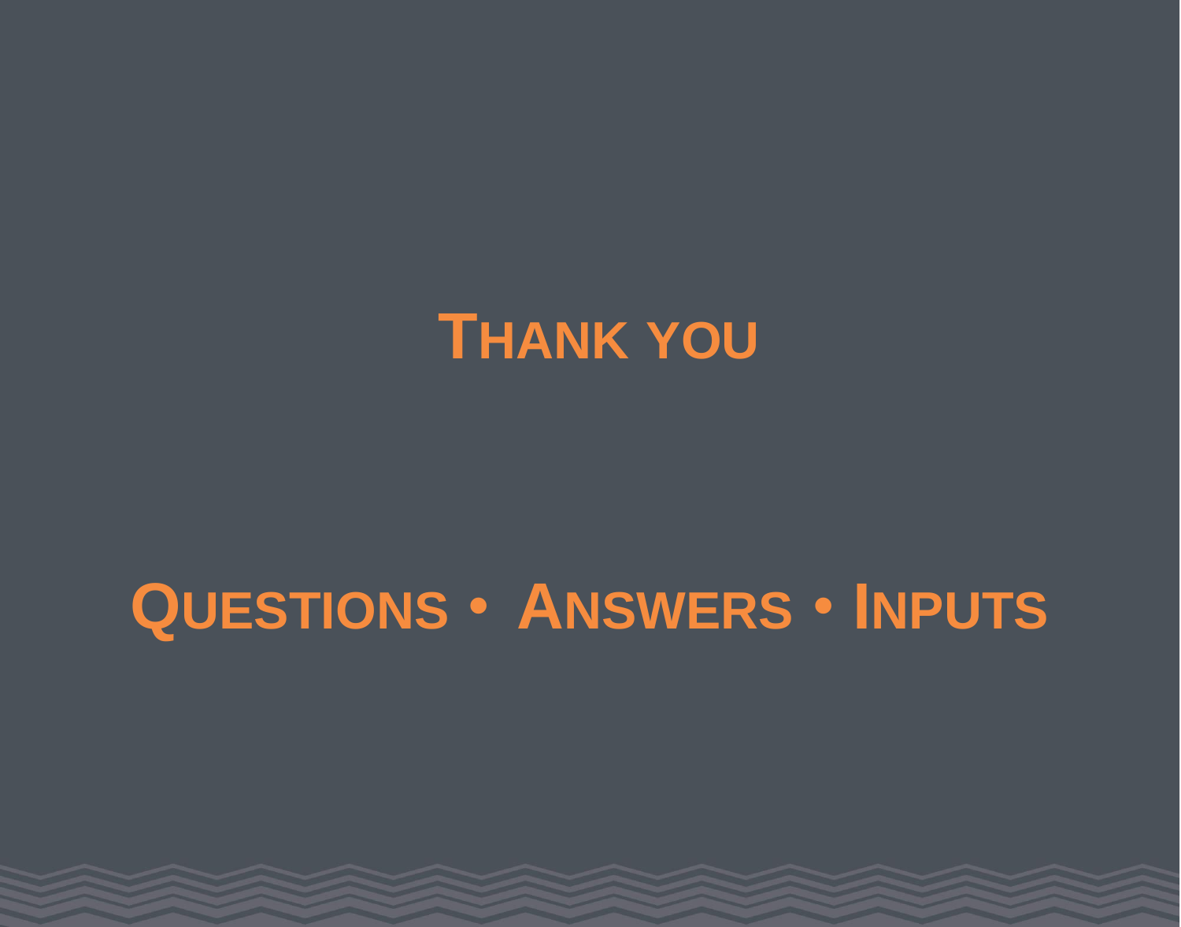# Thank you

# Questions • Answers • Inputs